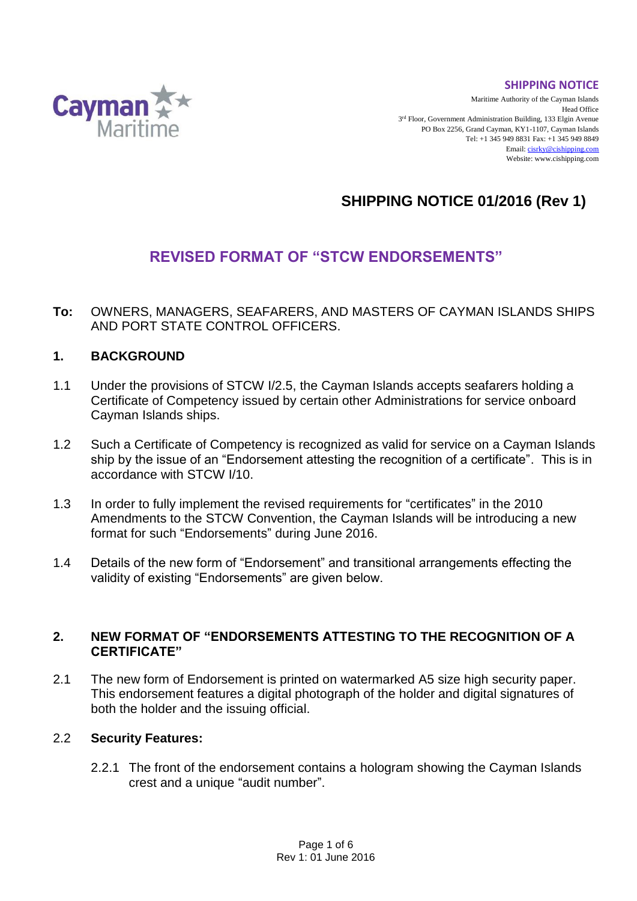**SHIPPING NOTICE**

Maritime Authority of the Cayman Islands
Head Office
3rd Floor, Government Administration Building, 133 Elgin Avenue
PO Box 2256, Grand Cayman, KY1-1107, Cayman Islands
Tel: +1 345 949 8831 Fax: +1 345 949 8849
Email: cisrky@cishipping.com
Website: www.cishipping.com

# SHIPPING NOTICE 01/2016 (Rev 1)

## REVISED FORMAT OF "STCW ENDORSEMENTS"

**To:** OWNERS, MANAGERS, SEAFARERS, AND MASTERS OF CAYMAN ISLANDS SHIPS AND PORT STATE CONTROL OFFICERS.

### 1. BACKGROUND

1.1 Under the provisions of STCW I/2.5, the Cayman Islands accepts seafarers holding a Certificate of Competency issued by certain other Administrations for service onboard Cayman Islands ships.

1.2 Such a Certificate of Competency is recognized as valid for service on a Cayman Islands ship by the issue of an "Endorsement attesting the recognition of a certificate". This is in accordance with STCW I/10.

1.3 In order to fully implement the revised requirements for "certificates" in the 2010 Amendments to the STCW Convention, the Cayman Islands will be introducing a new format for such "Endorsements" during June 2016.

1.4 Details of the new form of "Endorsement" and transitional arrangements effecting the validity of existing "Endorsements" are given below.

### 2. NEW FORMAT OF "ENDORSEMENTS ATTESTING TO THE RECOGNITION OF A CERTIFICATE"

2.1 The new form of Endorsement is printed on watermarked A5 size high security paper. This endorsement features a digital photograph of the holder and digital signatures of both the holder and the issuing official.

2.2 **Security Features:**

2.2.1 The front of the endorsement contains a hologram showing the Cayman Islands crest and a unique "audit number".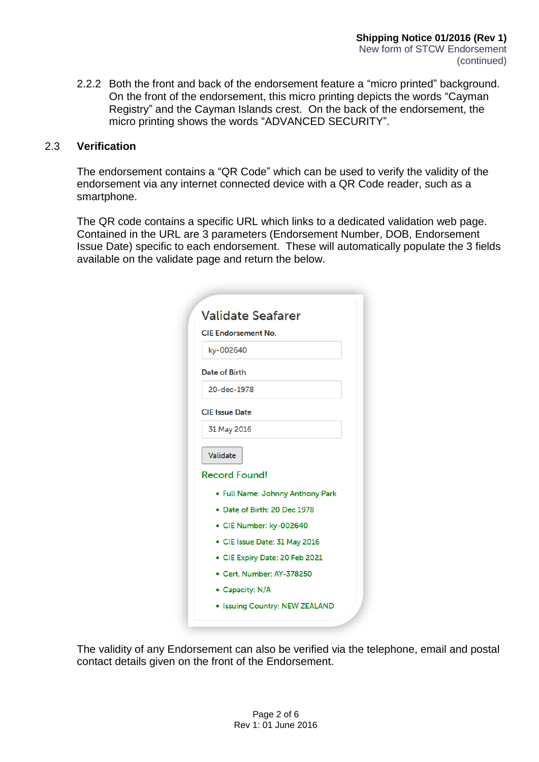2.2.2 Both the front and back of the endorsement feature a "micro printed" background. On the front of the endorsement, this micro printing depicts the words "Cayman Registry" and the Cayman Islands crest. On the back of the endorsement, the micro printing shows the words "ADVANCED SECURITY".

## 2.3 Verification

The endorsement contains a "QR Code" which can be used to verify the validity of the endorsement via any internet connected device with a QR Code reader, such as a smartphone.

The QR code contains a specific URL which links to a dedicated validation web page. Contained in the URL are 3 parameters (Endorsement Number, DOB, Endorsement Issue Date) specific to each endorsement. These will automatically populate the 3 fields available on the validate page and return the below.

### Validate Seafarer

CIE Endorsement No.

ky-002640

Date of Birth

20-dec-1978

CIE Issue Date

31 May 2016

Validate

Record Found!

- Full Name: Johnny Anthony Park
- Date of Birth: 20 Dec 1978
- CIE Number: ky-002640
- CIE Issue Date: 31 May 2016
- CIE Expiry Date: 20 Feb 2021
- Cert. Number: AY-378250
- Capacity: N/A
- Issuing Country: NEW ZEALAND

The validity of any Endorsement can also be verified via the telephone, email and postal contact details given on the front of the Endorsement.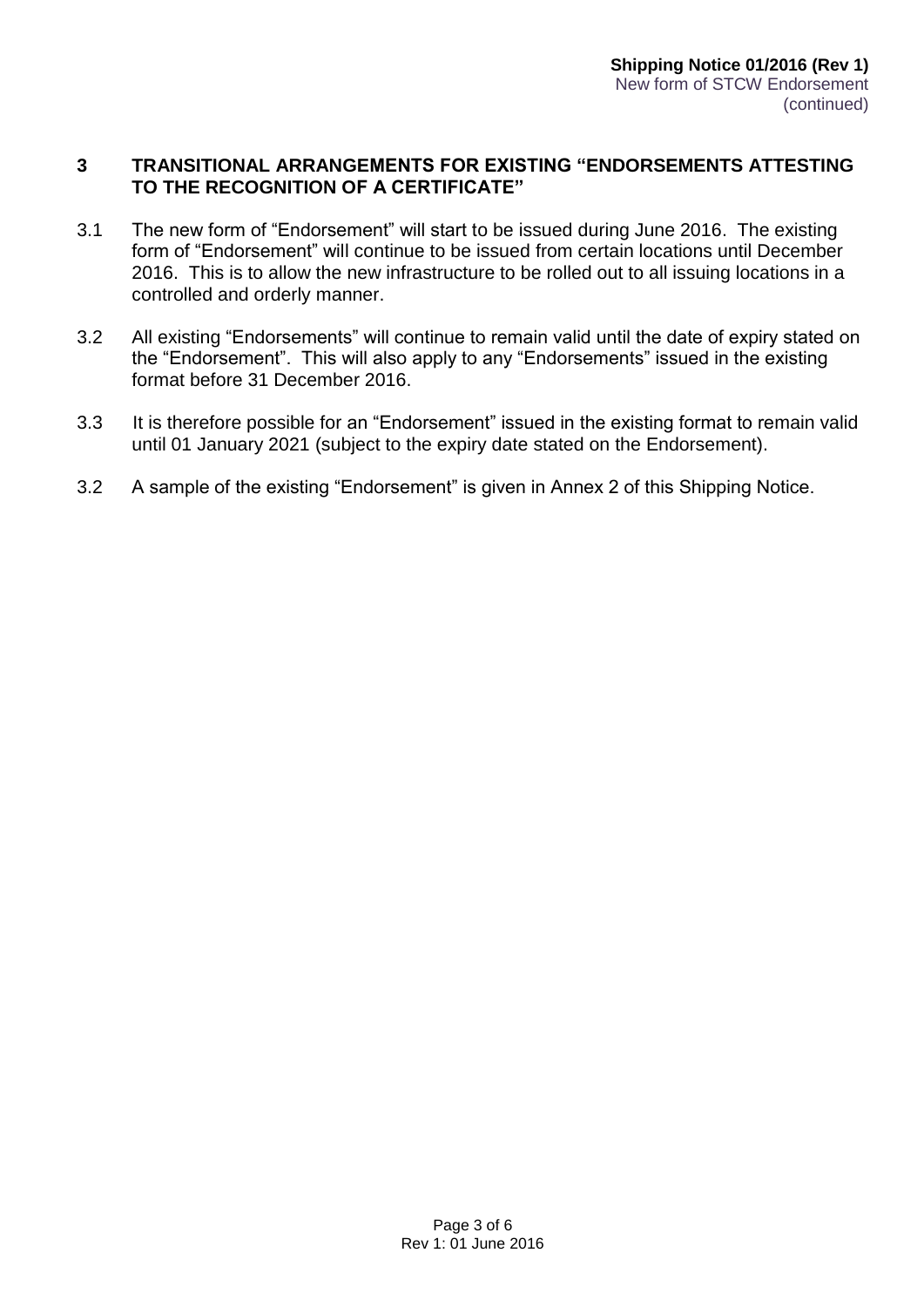## 3 TRANSITIONAL ARRANGEMENTS FOR EXISTING "ENDORSEMENTS ATTESTING TO THE RECOGNITION OF A CERTIFICATE"

3.1 The new form of "Endorsement" will start to be issued during June 2016. The existing form of "Endorsement" will continue to be issued from certain locations until December 2016. This is to allow the new infrastructure to be rolled out to all issuing locations in a controlled and orderly manner.

3.2 All existing "Endorsements" will continue to remain valid until the date of expiry stated on the "Endorsement". This will also apply to any "Endorsements" issued in the existing format before 31 December 2016.

3.3 It is therefore possible for an "Endorsement" issued in the existing format to remain valid until 01 January 2021 (subject to the expiry date stated on the Endorsement).

3.2 A sample of the existing "Endorsement" is given in Annex 2 of this Shipping Notice.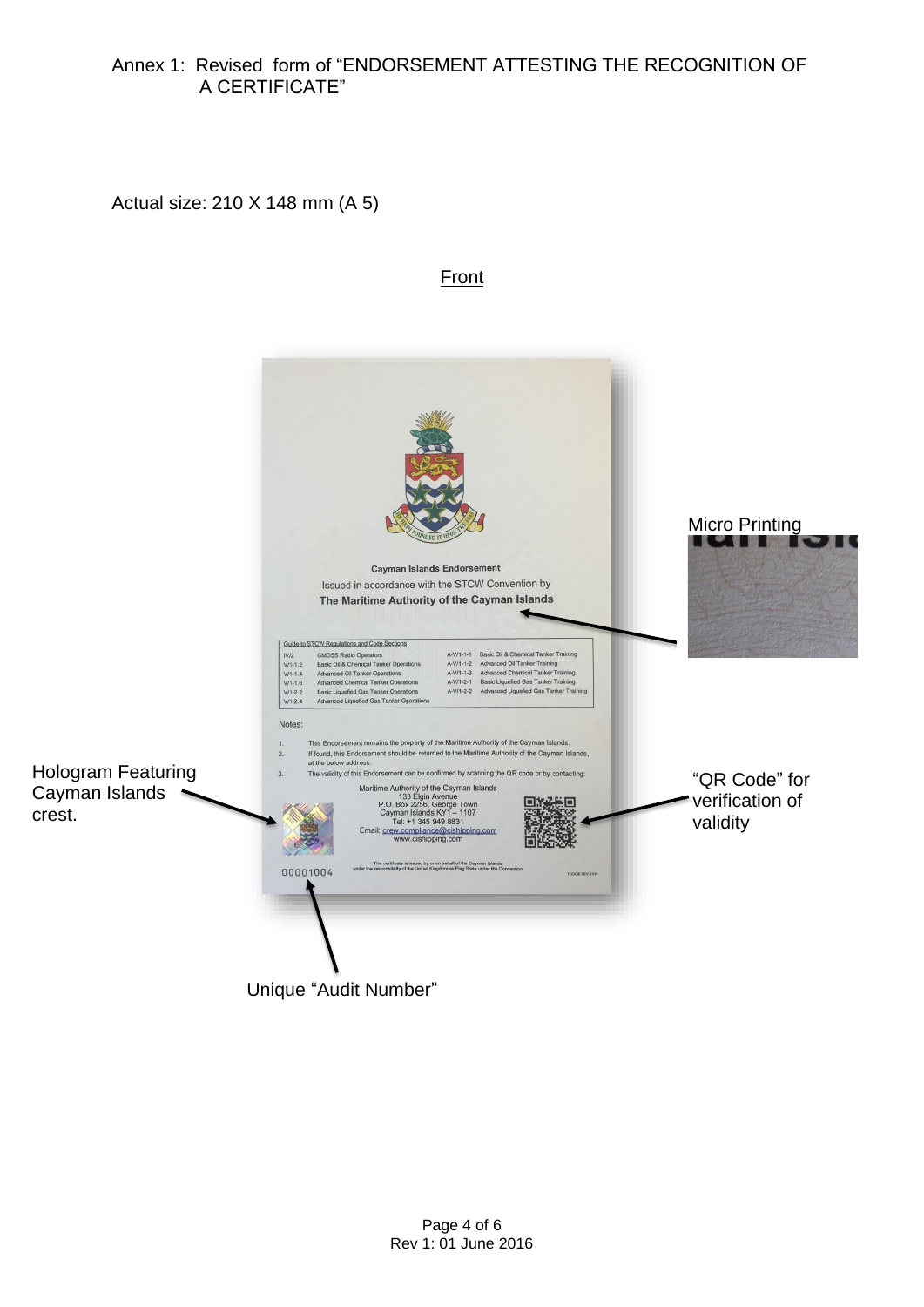Annex 1: Revised form of "ENDORSEMENT ATTESTING THE RECOGNITION OF A CERTIFICATE"

Actual size: 210 X 148 mm (A 5)

Front

Cayman Islands Endorsement

Issued in accordance with the STCW Convention by

**The Maritime Authority of the Cayman Islands**

| Guide to STCW Regulations and Code Sections | | | |
|---|---|---|---|
| IV/2 | GMDSS Radio Operators | A-V/1-1-1 | Basic Oil & Chemical Tanker Training |
| V/1-1.2 | Basic Oil & Chemical Tanker Operations | A-V/1-1-2 | Advanced Oil Tanker Training |
| V/1-1.4 | Advanced Oil Tanker Operations | A-V/1-1-3 | Advanced Chemical Tanker Training |
| V/1-1.6 | Advanced Chemical Tanker Operations | A-V/1-2-1 | Basic Liquefied Gas Tanker Training |
| V/1-2.2 | Basic Liquefied Gas Tanker Operations | A-V/1-2-2 | Advanced Liquefied Gas Tanker Training |
| V/1-2.4 | Advanced Liquefied Gas Tanker Operations | | |

Notes:

1. This Endorsement remains the property of the Maritime Authority of the Cayman Islands.
2. If found, this Endorsement should be returned to the Maritime Authority of the Cayman Islands, at the below address.
3. The validity of this Endorsement can be confirmed by scanning the QR code or by contacting:

Maritime Authority of the Cayman Islands
133 Elgin Avenue
P.O. Box 2256, George Town
Cayman Islands KY1 – 1107
Tel: +1 345 949 8831
Email: crew.compliance@cishipping.com
www.cishipping.com

This certificate is issued by or on behalf of the Cayman Islands under the responsibility of the United Kingdom as Flag State under the Convention

00001004

Micro Printing

Hologram Featuring Cayman Islands crest.

"QR Code" for verification of validity

Unique "Audit Number"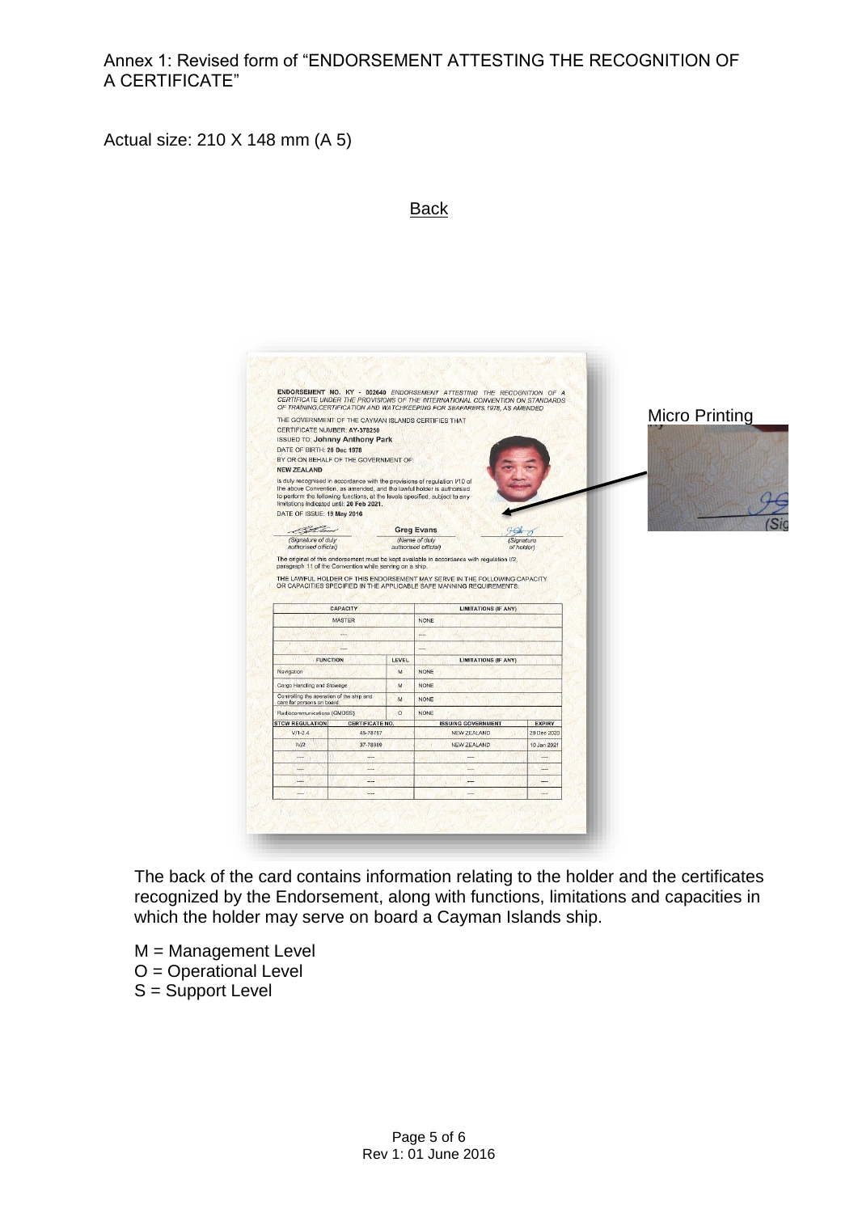Annex 1: Revised form of "ENDORSEMENT ATTESTING THE RECOGNITION OF A CERTIFICATE"

Actual size: 210 X 148 mm (A 5)

Back

**ENDORSEMENT NO. KY - 002640** *ENDORSEMENT ATTESTING THE RECOGNITION OF A CERTIFICATE UNDER THE PROVISIONS OF THE INTERNATIONAL CONVENTION ON STANDARDS OF TRAINING, CERTIFICATION AND WATCHKEEPING FOR SEAFARERS, 1978, AS AMENDED*

THE GOVERNMENT OF THE CAYMAN ISLANDS CERTIFIES THAT
CERTIFICATE NUMBER: **AY-378250**
ISSUED TO: **Johnny Anthony Park**
DATE OF BIRTH: **20 Dec 1978**
BY OR ON BEHALF OF THE GOVERNMENT OF
**NEW ZEALAND**

is duly recognised in accordance with the provisions of regulation I/10 of the above Convention, as amended, and the lawful holder is authorised to perform the following functions, at the levels specified, subject to any limitations indicated until: **20 Feb 2021.**
DATE OF ISSUE: **19 May 2016**

| *(Signature of duly authorised official)* | **Greg Evans** *(Name of duly authorised official)* | *(Signature of holder)* |
|---|---|---|

The original of this endorsement must be kept available in accordance with regulation I/2, paragraph 11 of the Convention while serving on a ship.

THE LAWFUL HOLDER OF THIS ENDORSEMENT MAY SERVE IN THE FOLLOWING CAPACITY OR CAPACITIES SPECIFIED IN THE APPLICABLE SAFE MANNING REQUIREMENTS:

| CAPACITY | LIMITATIONS (IF ANY) |
|---|---|
| MASTER | NONE |
| ---- | ---- |
| ---- | ---- |

| FUNCTION | LEVEL | LIMITATIONS (IF ANY) |
|---|---|---|
| Navigation | M | NONE |
| Cargo Handling and Stowage | M | NONE |
| Controlling the operation of the ship and care for persons on board | M | NONE |
| Radiocommunications (GMDSS) | O | NONE |

| STCW REGULATION | CERTIFICATE NO. | ISSUING GOVERNMENT | EXPIRY |
|---|---|---|---|
| V/1-2.4 | 45-78787 | NEW ZEALAND | 20 Dec 2020 |
| IV/2 | 37-78989 | NEW ZEALAND | 10 Jan 2021 |
| ---- | ---- | ---- | ---- |
| ---- | ---- | ---- | ---- |
| ---- | ---- | ---- | ---- |
| ---- | ---- | ---- | ---- |

Micro Printing

The back of the card contains information relating to the holder and the certificates recognized by the Endorsement, along with functions, limitations and capacities in which the holder may serve on board a Cayman Islands ship.

M = Management Level
O = Operational Level
S = Support Level

Rev 1: 01 June 2016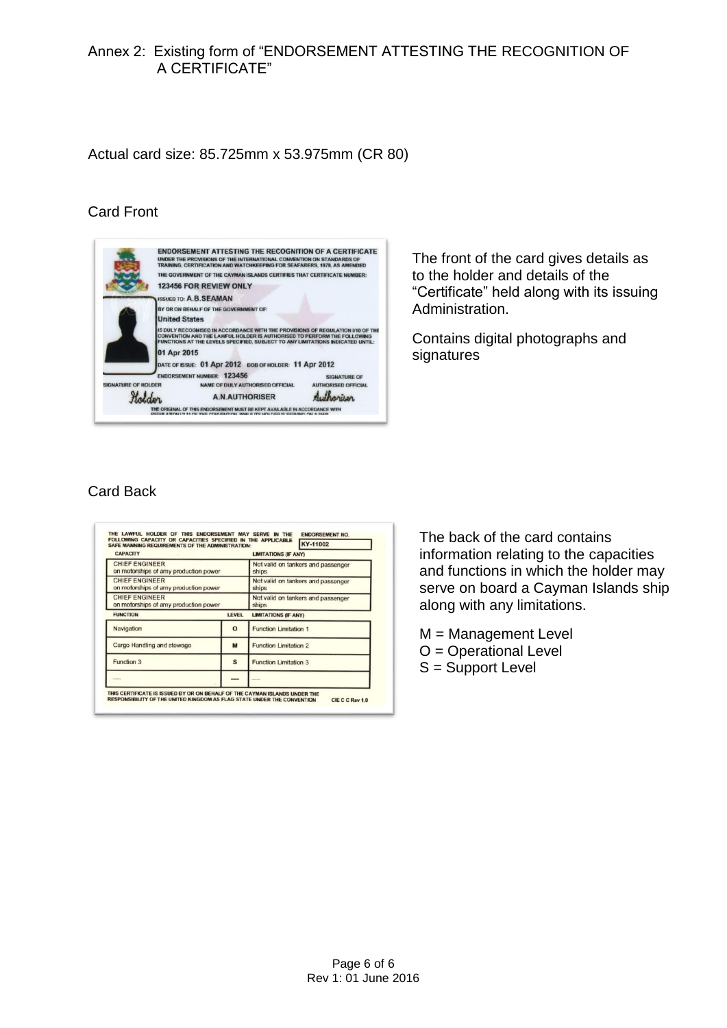# Annex 2: Existing form of "ENDORSEMENT ATTESTING THE RECOGNITION OF A CERTIFICATE"

Actual card size: 85.725mm x 53.975mm (CR 80)

## Card Front

ENDORSEMENT ATTESTING THE RECOGNITION OF A CERTIFICATE

UNDER THE PROVISIONS OF THE INTERNATIONAL CONVENTION ON STANDARDS OF TRAINING, CERTIFICATION AND WATCHKEEPING FOR SEAFARERS, 1978, AS AMENDED

THE GOVERNMENT OF THE CAYMAN ISLANDS CERTIFIES THAT CERTIFICATE NUMBER:

123456 FOR REVIEW ONLY

ISSUED TO: A.B.SEAMAN

BY OR ON BEHALF OF THE GOVERNMENT OF:

United States

IS DULY RECOGNISED IN ACCORDANCE WITH THE PROVISIONS OF REGULATION I/10 OF THE CONVENTION AND THE LAWFUL HOLDER IS AUTHORISED TO PERFORM THE FOLLOWING FUNCTIONS AT THE LEVELS SPECIFIED, SUBJECT TO ANY LIMITATIONS INDICATED UNTIL:

01 Apr 2015

DATE OF ISSUE: 01 Apr 2012 DOB OF HOLDER: 11 Apr 2012

ENDORSEMENT NUMBER: 123456

SIGNATURE OF HOLDER | NAME OF DULY AUTHORISED OFFICIAL | SIGNATURE OF AUTHORISED OFFICIAL

Holder | A.N.AUTHORISER | Authoriser

THE ORIGINAL OF THIS ENDORSEMENT MUST BE KEPT AVAILABLE IN ACCORDANCE WITH REGULATION I/2.11 OF THE CONVENTION WHILE ITS HOLDER IS SERVING ON A SHIP

The front of the card gives details as to the holder and details of the "Certificate" held along with its issuing Administration.

Contains digital photographs and signatures

## Card Back

THE LAWFUL HOLDER OF THIS ENDORSEMENT MAY SERVE IN THE FOLLOWING CAPACITY OR CAPACITIES SPECIFIED IN THE APPLICABLE SAFE MANNING REQUIREMENTS OF THE ADMINISTRATION:

ENDORSEMENT NO. KY-11002

| CAPACITY | LIMITATIONS (IF ANY) |
|---|---|
| CHIEF ENGINEER on motorships of any production power | Not valid on tankers and passenger ships |
| CHIEF ENGINEER on motorships of any production power | Not valid on tankers and passenger ships |
| CHIEF ENGINEER on motorships of any production power | Not valid on tankers and passenger ships |

| FUNCTION | LEVEL | LIMITATIONS (IF ANY) |
|---|---|---|
| Navigation | O | Function Limitation 1 |
| Cargo Handling and stowage | M | Function Limitation 2 |
| Function 3 | S | Function Limitation 3 |
| ---- | — | ---- |

THIS CERTIFICATE IS ISSUED BY OR ON BEHALF OF THE CAYMAN ISLANDS UNDER THE RESPONSIBILITY OF THE UNITED KINGDOM AS FLAG STATE UNDER THE CONVENTION CIE C C Rev 1.0

The back of the card contains information relating to the capacities and functions in which the holder may serve on board a Cayman Islands ship along with any limitations.

M = Management Level
O = Operational Level
S = Support Level